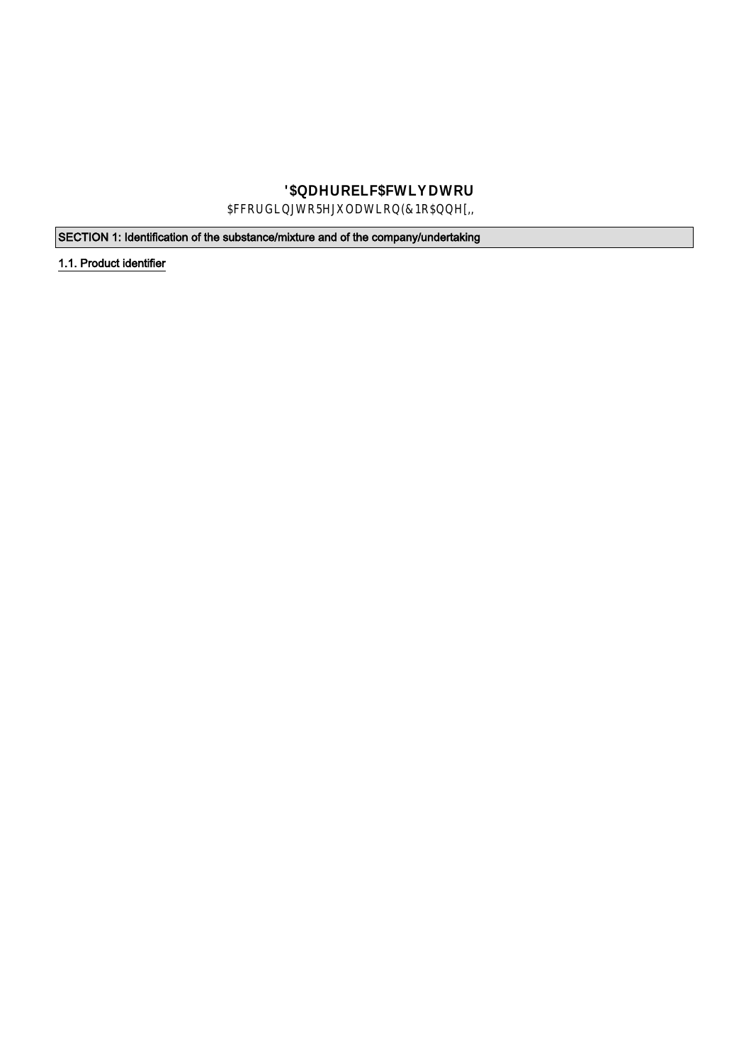**'$QDHURELF$FWLYDWRU**

$FFRUGLQJWR5HJXODWLRQ(&1R$QQH[,,

## SECTION 1: Identification of the substance/mixture and of the company/undertaking

### 1.1. Product identifier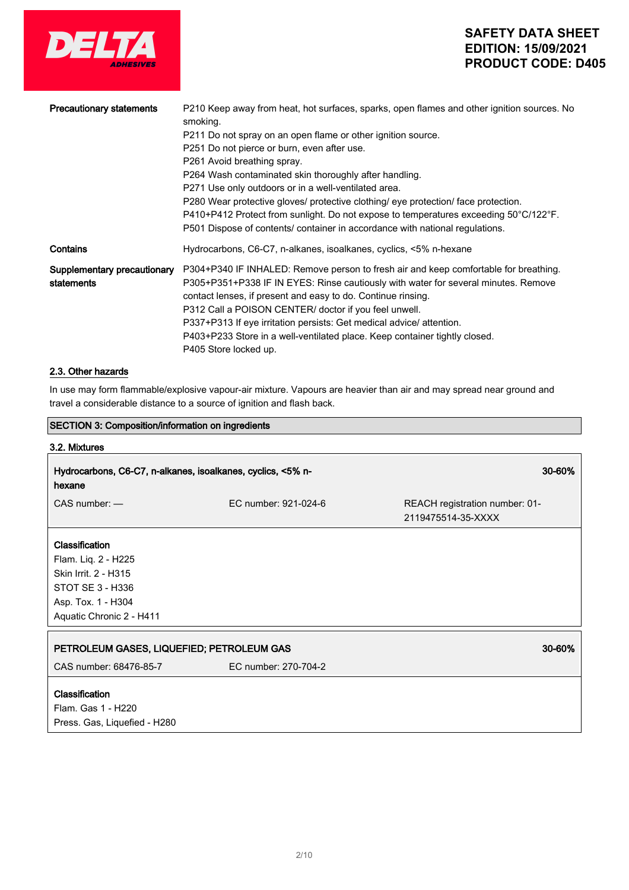| | |
|---|---|
| **Precautionary statements** | P210 Keep away from heat, hot surfaces, sparks, open flames and other ignition sources. No smoking.<br>P211 Do not spray on an open flame or other ignition source.<br>P251 Do not pierce or burn, even after use.<br>P261 Avoid breathing spray.<br>P264 Wash contaminated skin thoroughly after handling.<br>P271 Use only outdoors or in a well-ventilated area.<br>P280 Wear protective gloves/ protective clothing/ eye protection/ face protection.<br>P410+P412 Protect from sunlight. Do not expose to temperatures exceeding 50°C/122°F.<br>P501 Dispose of contents/ container in accordance with national regulations. |
| **Contains** | Hydrocarbons, C6-C7, n-alkanes, isoalkanes, cyclics, <5% n-hexane |
| **Supplementary precautionary statements** | P304+P340 IF INHALED: Remove person to fresh air and keep comfortable for breathing.<br>P305+P351+P338 IF IN EYES: Rinse cautiously with water for several minutes. Remove contact lenses, if present and easy to do. Continue rinsing.<br>P312 Call a POISON CENTER/ doctor if you feel unwell.<br>P337+P313 If eye irritation persists: Get medical advice/ attention.<br>P403+P233 Store in a well-ventilated place. Keep container tightly closed.<br>P405 Store locked up. |

### 2.3. Other hazards

In use may form flammable/explosive vapour-air mixture. Vapours are heavier than air and may spread near ground and travel a considerable distance to a source of ignition and flash back.

## SECTION 3: Composition/information on ingredients

### 3.2. Mixtures

| **Hydrocarbons, C6-C7, n-alkanes, isoalkanes, cyclics, <5% n-hexane** | | **30-60%** |
|---|---|---|
| CAS number: — | EC number: 921-024-6 | REACH registration number: 01-2119475514-35-XXXX |

**Classification**
Flam. Liq. 2 - H225
Skin Irrit. 2 - H315
STOT SE 3 - H336
Asp. Tox. 1 - H304
Aquatic Chronic 2 - H411

| **PETROLEUM GASES, LIQUEFIED; PETROLEUM GAS** | | **30-60%** |
|---|---|---|
| CAS number: 68476-85-7 | EC number: 270-704-2 | |

**Classification**
Flam. Gas 1 - H220
Press. Gas, Liquefied - H280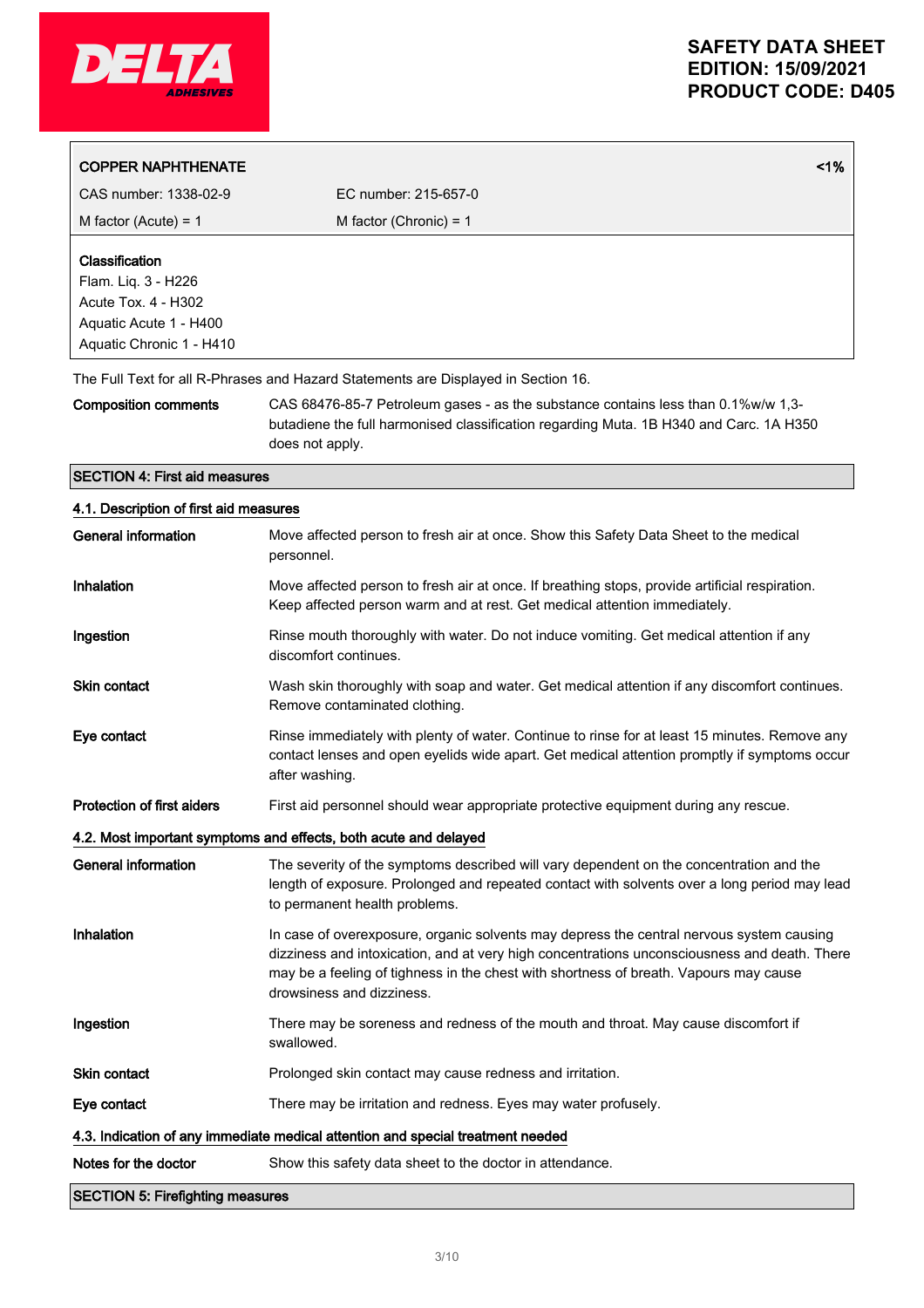| **COPPER NAPHTHENATE** | | **<1%** |
|---|---|---|
| CAS number: 1338-02-9 | EC number: 215-657-0 | |
| M factor (Acute) = 1 | M factor (Chronic) = 1 | |

**Classification**
Flam. Liq. 3 - H226
Acute Tox. 4 - H302
Aquatic Acute 1 - H400
Aquatic Chronic 1 - H410

The Full Text for all R-Phrases and Hazard Statements are Displayed in Section 16.

**Composition comments** CAS 68476-85-7 Petroleum gases - as the substance contains less than 0.1%w/w 1,3-butadiene the full harmonised classification regarding Muta. 1B H340 and Carc. 1A H350 does not apply.

## SECTION 4: First aid measures

### 4.1. Description of first aid measures

**General information** Move affected person to fresh air at once. Show this Safety Data Sheet to the medical personnel.

**Inhalation** Move affected person to fresh air at once. If breathing stops, provide artificial respiration. Keep affected person warm and at rest. Get medical attention immediately.

**Ingestion** Rinse mouth thoroughly with water. Do not induce vomiting. Get medical attention if any discomfort continues.

**Skin contact** Wash skin thoroughly with soap and water. Get medical attention if any discomfort continues. Remove contaminated clothing.

**Eye contact** Rinse immediately with plenty of water. Continue to rinse for at least 15 minutes. Remove any contact lenses and open eyelids wide apart. Get medical attention promptly if symptoms occur after washing.

**Protection of first aiders** First aid personnel should wear appropriate protective equipment during any rescue.

### 4.2. Most important symptoms and effects, both acute and delayed

**General information** The severity of the symptoms described will vary dependent on the concentration and the length of exposure. Prolonged and repeated contact with solvents over a long period may lead to permanent health problems.

**Inhalation** In case of overexposure, organic solvents may depress the central nervous system causing dizziness and intoxication, and at very high concentrations unconsciousness and death. There may be a feeling of tighness in the chest with shortness of breath. Vapours may cause drowsiness and dizziness.

**Ingestion** There may be soreness and redness of the mouth and throat. May cause discomfort if swallowed.

**Skin contact** Prolonged skin contact may cause redness and irritation.

**Eye contact** There may be irritation and redness. Eyes may water profusely.

### 4.3. Indication of any immediate medical attention and special treatment needed

**Notes for the doctor** Show this safety data sheet to the doctor in attendance.

## SECTION 5: Firefighting measures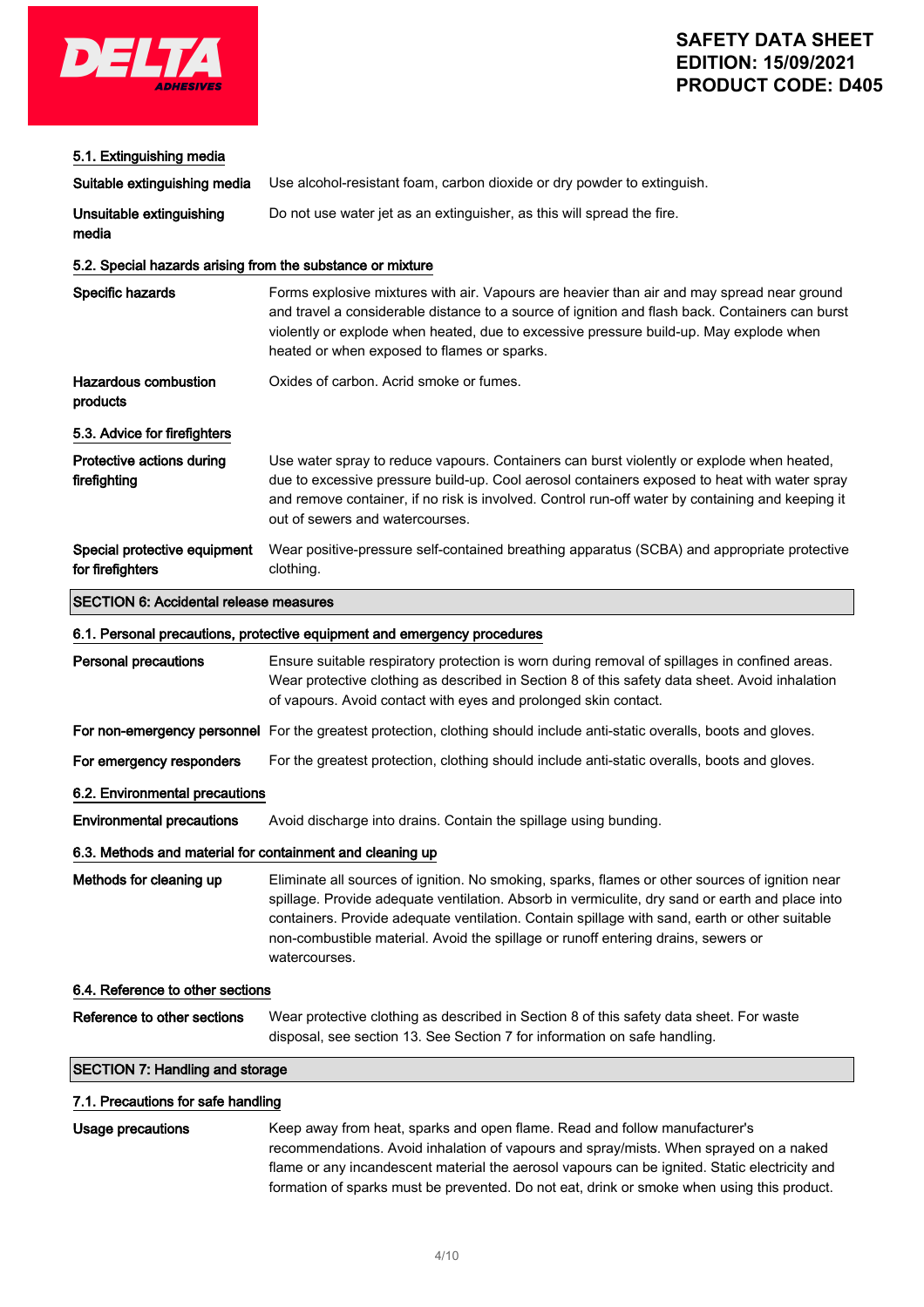### 5.1. Extinguishing media

**Suitable extinguishing media** Use alcohol-resistant foam, carbon dioxide or dry powder to extinguish.

**Unsuitable extinguishing media** Do not use water jet as an extinguisher, as this will spread the fire.

### 5.2. Special hazards arising from the substance or mixture

**Specific hazards** Forms explosive mixtures with air. Vapours are heavier than air and may spread near ground and travel a considerable distance to a source of ignition and flash back. Containers can burst violently or explode when heated, due to excessive pressure build-up. May explode when heated or when exposed to flames or sparks.

**Hazardous combustion products** Oxides of carbon. Acrid smoke or fumes.

### 5.3. Advice for firefighters

**Protective actions during firefighting** Use water spray to reduce vapours. Containers can burst violently or explode when heated, due to excessive pressure build-up. Cool aerosol containers exposed to heat with water spray and remove container, if no risk is involved. Control run-off water by containing and keeping it out of sewers and watercourses.

**Special protective equipment for firefighters** Wear positive-pressure self-contained breathing apparatus (SCBA) and appropriate protective clothing.

## SECTION 6: Accidental release measures

### 6.1. Personal precautions, protective equipment and emergency procedures

**Personal precautions** Ensure suitable respiratory protection is worn during removal of spillages in confined areas. Wear protective clothing as described in Section 8 of this safety data sheet. Avoid inhalation of vapours. Avoid contact with eyes and prolonged skin contact.

**For non-emergency personnel** For the greatest protection, clothing should include anti-static overalls, boots and gloves.

**For emergency responders** For the greatest protection, clothing should include anti-static overalls, boots and gloves.

### 6.2. Environmental precautions

**Environmental precautions** Avoid discharge into drains. Contain the spillage using bunding.

### 6.3. Methods and material for containment and cleaning up

**Methods for cleaning up** Eliminate all sources of ignition. No smoking, sparks, flames or other sources of ignition near spillage. Provide adequate ventilation. Absorb in vermiculite, dry sand or earth and place into containers. Provide adequate ventilation. Contain spillage with sand, earth or other suitable non-combustible material. Avoid the spillage or runoff entering drains, sewers or watercourses.

### 6.4. Reference to other sections

**Reference to other sections** Wear protective clothing as described in Section 8 of this safety data sheet. For waste disposal, see section 13. See Section 7 for information on safe handling.

## SECTION 7: Handling and storage

### 7.1. Precautions for safe handling

**Usage precautions** Keep away from heat, sparks and open flame. Read and follow manufacturer's recommendations. Avoid inhalation of vapours and spray/mists. When sprayed on a naked flame or any incandescent material the aerosol vapours can be ignited. Static electricity and formation of sparks must be prevented. Do not eat, drink or smoke when using this product.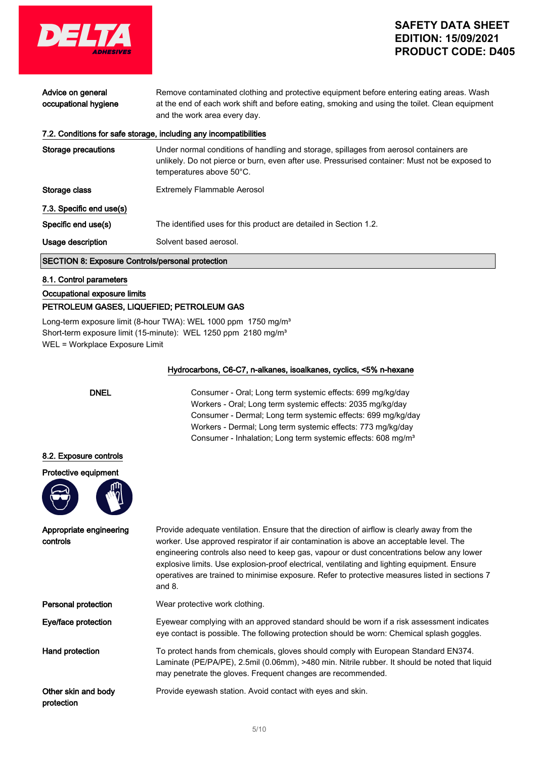| | |
|---|---|
| **Advice on general occupational hygiene** | Remove contaminated clothing and protective equipment before entering eating areas. Wash at the end of each work shift and before eating, smoking and using the toilet. Clean equipment and the work area every day. |

### 7.2. Conditions for safe storage, including any incompatibilities

| | |
|---|---|
| **Storage precautions** | Under normal conditions of handling and storage, spillages from aerosol containers are unlikely. Do not pierce or burn, even after use. Pressurised container: Must not be exposed to temperatures above 50°C. |
| **Storage class** | Extremely Flammable Aerosol |

### 7.3. Specific end use(s)

| | |
|---|---|
| **Specific end use(s)** | The identified uses for this product are detailed in Section 1.2. |
| **Usage description** | Solvent based aerosol. |

## SECTION 8: Exposure Controls/personal protection

### 8.1. Control parameters

#### Occupational exposure limits

**PETROLEUM GASES, LIQUEFIED; PETROLEUM GAS**

Long-term exposure limit (8-hour TWA): WEL 1000 ppm 1750 mg/m³
Short-term exposure limit (15-minute): WEL 1250 ppm 2180 mg/m³
WEL = Workplace Exposure Limit

**Hydrocarbons, C6-C7, n-alkanes, isoalkanes, cyclics, <5% n-hexane**

| | |
|---|---|
| **DNEL** | Consumer - Oral; Long term systemic effects: 699 mg/kg/day<br>Workers - Oral; Long term systemic effects: 2035 mg/kg/day<br>Consumer - Dermal; Long term systemic effects: 699 mg/kg/day<br>Workers - Dermal; Long term systemic effects: 773 mg/kg/day<br>Consumer - Inhalation; Long term systemic effects: 608 mg/m³ |

### 8.2. Exposure controls

**Protective equipment**

| | |
|---|---|
| **Appropriate engineering controls** | Provide adequate ventilation. Ensure that the direction of airflow is clearly away from the worker. Use approved respirator if air contamination is above an acceptable level. The engineering controls also need to keep gas, vapour or dust concentrations below any lower explosive limits. Use explosion-proof electrical, ventilating and lighting equipment. Ensure operatives are trained to minimise exposure. Refer to protective measures listed in sections 7 and 8. |
| **Personal protection** | Wear protective work clothing. |
| **Eye/face protection** | Eyewear complying with an approved standard should be worn if a risk assessment indicates eye contact is possible. The following protection should be worn: Chemical splash goggles. |
| **Hand protection** | To protect hands from chemicals, gloves should comply with European Standard EN374. Laminate (PE/PA/PE), 2.5mil (0.06mm), >480 min. Nitrile rubber. It should be noted that liquid may penetrate the gloves. Frequent changes are recommended. |
| **Other skin and body protection** | Provide eyewash station. Avoid contact with eyes and skin. |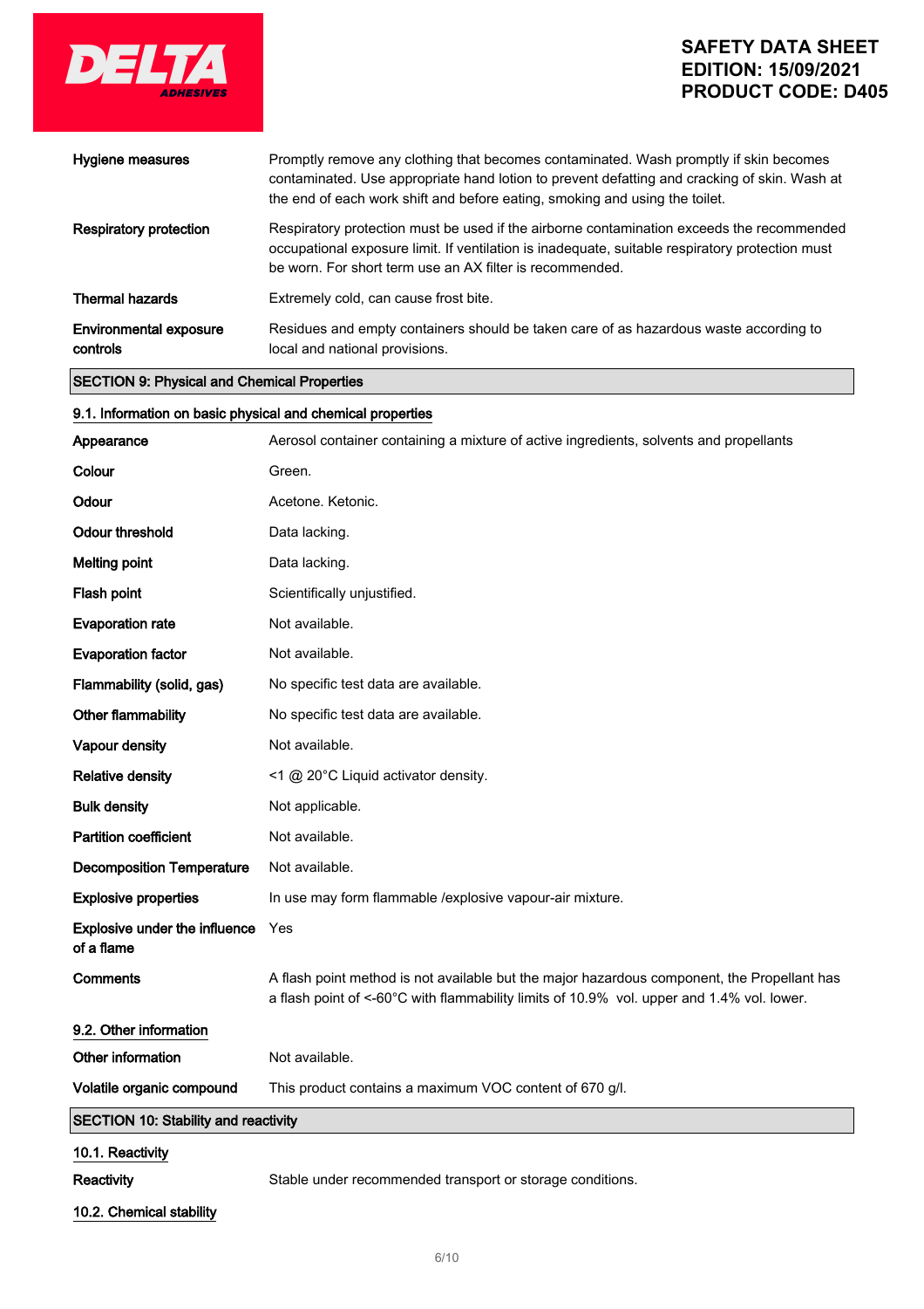| | |
|---|---|
| **Hygiene measures** | Promptly remove any clothing that becomes contaminated. Wash promptly if skin becomes contaminated. Use appropriate hand lotion to prevent defatting and cracking of skin. Wash at the end of each work shift and before eating, smoking and using the toilet. |
| **Respiratory protection** | Respiratory protection must be used if the airborne contamination exceeds the recommended occupational exposure limit. If ventilation is inadequate, suitable respiratory protection must be worn. For short term use an AX filter is recommended. |
| **Thermal hazards** | Extremely cold, can cause frost bite. |
| **Environmental exposure controls** | Residues and empty containers should be taken care of as hazardous waste according to local and national provisions. |

## SECTION 9: Physical and Chemical Properties

### 9.1. Information on basic physical and chemical properties

| | |
|---|---|
| **Appearance** | Aerosol container containing a mixture of active ingredients, solvents and propellants |
| **Colour** | Green. |
| **Odour** | Acetone. Ketonic. |
| **Odour threshold** | Data lacking. |
| **Melting point** | Data lacking. |
| **Flash point** | Scientifically unjustified. |
| **Evaporation rate** | Not available. |
| **Evaporation factor** | Not available. |
| **Flammability (solid, gas)** | No specific test data are available. |
| **Other flammability** | No specific test data are available. |
| **Vapour density** | Not available. |
| **Relative density** | <1 @ 20°C Liquid activator density. |
| **Bulk density** | Not applicable. |
| **Partition coefficient** | Not available. |
| **Decomposition Temperature** | Not available. |
| **Explosive properties** | In use may form flammable /explosive vapour-air mixture. |
| **Explosive under the influence of a flame** | Yes |
| **Comments** | A flash point method is not available but the major hazardous component, the Propellant has a flash point of <-60°C with flammability limits of 10.9% vol. upper and 1.4% vol. lower. |

### 9.2. Other information

| | |
|---|---|
| **Other information** | Not available. |
| **Volatile organic compound** | This product contains a maximum VOC content of 670 g/l. |

## SECTION 10: Stability and reactivity

### 10.1. Reactivity

| | |
|---|---|
| **Reactivity** | Stable under recommended transport or storage conditions. |

### 10.2. Chemical stability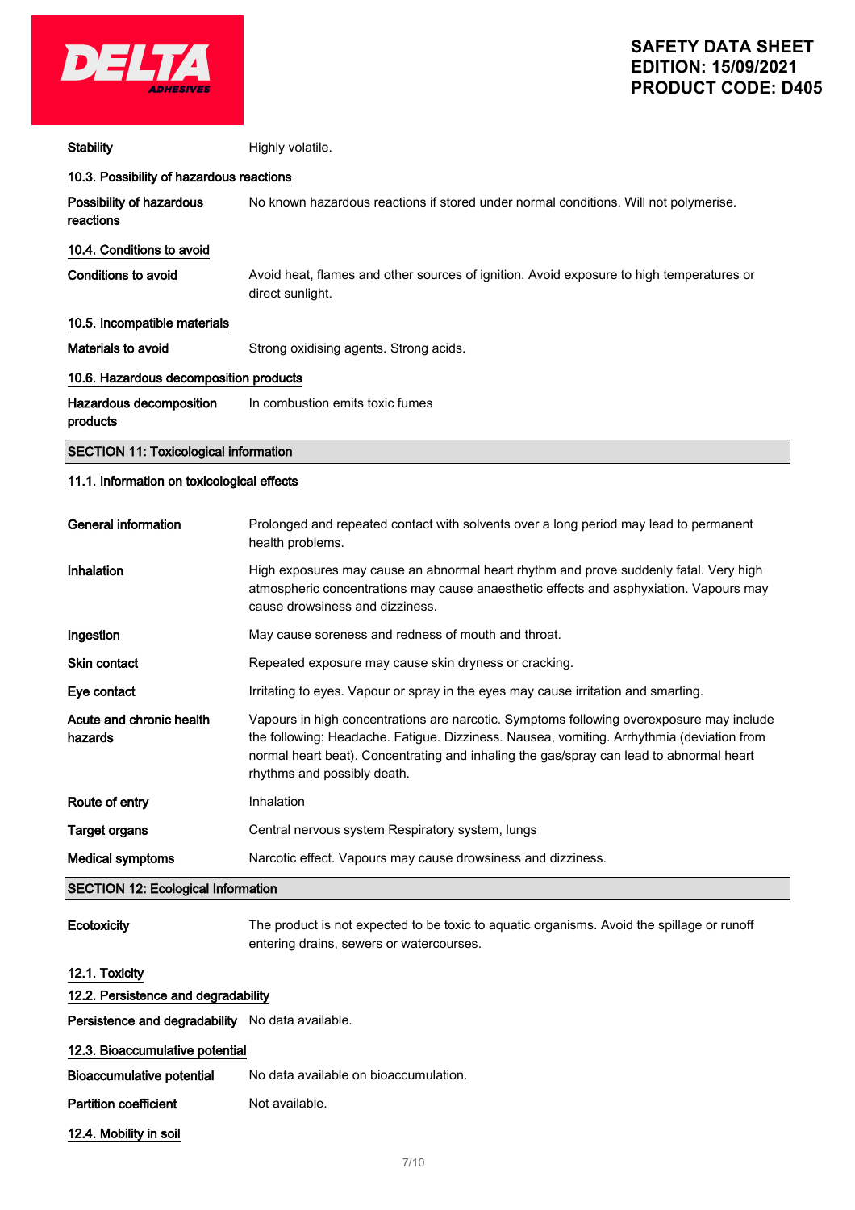| | |
|---|---|
| **Stability** | Highly volatile. |

### 10.3. Possibility of hazardous reactions

| | |
|---|---|
| **Possibility of hazardous reactions** | No known hazardous reactions if stored under normal conditions. Will not polymerise. |

### 10.4. Conditions to avoid

| | |
|---|---|
| **Conditions to avoid** | Avoid heat, flames and other sources of ignition. Avoid exposure to high temperatures or direct sunlight. |

### 10.5. Incompatible materials

| | |
|---|---|
| **Materials to avoid** | Strong oxidising agents. Strong acids. |

### 10.6. Hazardous decomposition products

| | |
|---|---|
| **Hazardous decomposition products** | In combustion emits toxic fumes |

## SECTION 11: Toxicological information

### 11.1. Information on toxicological effects

| | |
|---|---|
| **General information** | Prolonged and repeated contact with solvents over a long period may lead to permanent health problems. |
| **Inhalation** | High exposures may cause an abnormal heart rhythm and prove suddenly fatal. Very high atmospheric concentrations may cause anaesthetic effects and asphyxiation. Vapours may cause drowsiness and dizziness. |
| **Ingestion** | May cause soreness and redness of mouth and throat. |
| **Skin contact** | Repeated exposure may cause skin dryness or cracking. |
| **Eye contact** | Irritating to eyes. Vapour or spray in the eyes may cause irritation and smarting. |
| **Acute and chronic health hazards** | Vapours in high concentrations are narcotic. Symptoms following overexposure may include the following: Headache. Fatigue. Dizziness. Nausea, vomiting. Arrhythmia (deviation from normal heart beat). Concentrating and inhaling the gas/spray can lead to abnormal heart rhythms and possibly death. |
| **Route of entry** | Inhalation |
| **Target organs** | Central nervous system Respiratory system, lungs |
| **Medical symptoms** | Narcotic effect. Vapours may cause drowsiness and dizziness. |

## SECTION 12: Ecological Information

| | |
|---|---|
| **Ecotoxicity** | The product is not expected to be toxic to aquatic organisms. Avoid the spillage or runoff entering drains, sewers or watercourses. |

### 12.1. Toxicity

### 12.2. Persistence and degradability

| | |
|---|---|
| **Persistence and degradability** | No data available. |

### 12.3. Bioaccumulative potential

| | |
|---|---|
| **Bioaccumulative potential** | No data available on bioaccumulation. |
| **Partition coefficient** | Not available. |

### 12.4. Mobility in soil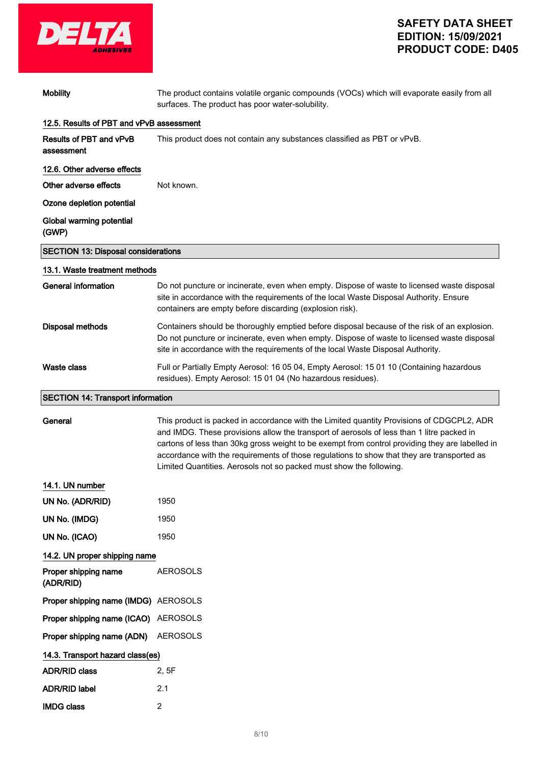| | |
|---|---|
| **Mobility** | The product contains volatile organic compounds (VOCs) which will evaporate easily from all surfaces. The product has poor water-solubility. |

### 12.5. Results of PBT and vPvB assessment

| | |
|---|---|
| **Results of PBT and vPvB assessment** | This product does not contain any substances classified as PBT or vPvB. |

### 12.6. Other adverse effects

| | |
|---|---|
| **Other adverse effects** | Not known. |
| **Ozone depletion potential** | |
| **Global warming potential (GWP)** | |

## SECTION 13: Disposal considerations

### 13.1. Waste treatment methods

| | |
|---|---|
| **General information** | Do not puncture or incinerate, even when empty. Dispose of waste to licensed waste disposal site in accordance with the requirements of the local Waste Disposal Authority. Ensure containers are empty before discarding (explosion risk). |
| **Disposal methods** | Containers should be thoroughly emptied before disposal because of the risk of an explosion. Do not puncture or incinerate, even when empty. Dispose of waste to licensed waste disposal site in accordance with the requirements of the local Waste Disposal Authority. |
| **Waste class** | Full or Partially Empty Aerosol: 16 05 04, Empty Aerosol: 15 01 10 (Containing hazardous residues). Empty Aerosol: 15 01 04 (No hazardous residues). |

## SECTION 14: Transport information

| | |
|---|---|
| **General** | This product is packed in accordance with the Limited quantity Provisions of CDGCPL2, ADR and IMDG. These provisions allow the transport of aerosols of less than 1 litre packed in cartons of less than 30kg gross weight to be exempt from control providing they are labelled in accordance with the requirements of those regulations to show that they are transported as Limited Quantities. Aerosols not so packed must show the following. |

### 14.1. UN number

| | |
|---|---|
| **UN No. (ADR/RID)** | 1950 |
| **UN No. (IMDG)** | 1950 |
| **UN No. (ICAO)** | 1950 |

### 14.2. UN proper shipping name

| | |
|---|---|
| **Proper shipping name (ADR/RID)** | AEROSOLS |
| **Proper shipping name (IMDG)** | AEROSOLS |
| **Proper shipping name (ICAO)** | AEROSOLS |
| **Proper shipping name (ADN)** | AEROSOLS |

### 14.3. Transport hazard class(es)

| | |
|---|---|
| **ADR/RID class** | 2, 5F |
| **ADR/RID label** | 2.1 |
| **IMDG class** | 2 |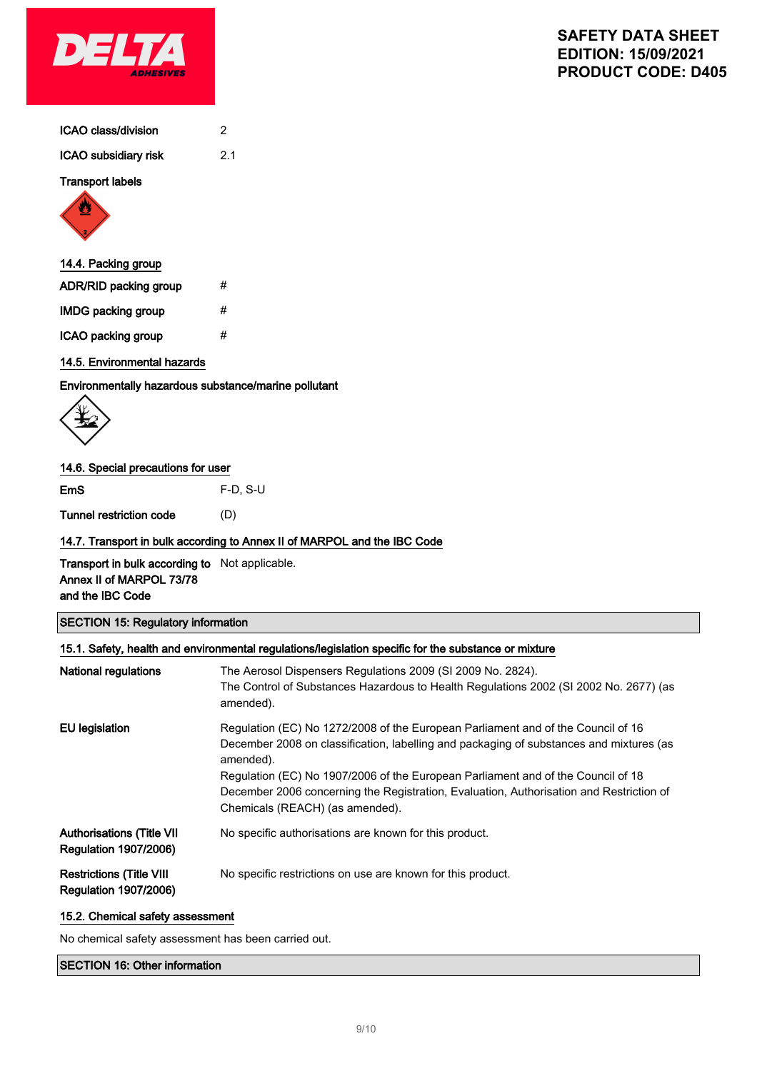| | |
|---|---|
| ICAO class/division | 2 |
| ICAO subsidiary risk | 2.1 |

**Transport labels**

### 14.4. Packing group

| | |
|---|---|
| ADR/RID packing group | # |
| IMDG packing group | # |
| ICAO packing group | # |

### 14.5. Environmental hazards

**Environmentally hazardous substance/marine pollutant**

### 14.6. Special precautions for user

| | |
|---|---|
| EmS | F-D, S-U |
| Tunnel restriction code | (D) |

### 14.7. Transport in bulk according to Annex II of MARPOL and the IBC Code

| | |
|---|---|
| Transport in bulk according to Annex II of MARPOL 73/78 and the IBC Code | Not applicable. |

## SECTION 15: Regulatory information

### 15.1. Safety, health and environmental regulations/legislation specific for the substance or mixture

| | |
|---|---|
| National regulations | The Aerosol Dispensers Regulations 2009 (SI 2009 No. 2824). The Control of Substances Hazardous to Health Regulations 2002 (SI 2002 No. 2677) (as amended). |
| EU legislation | Regulation (EC) No 1272/2008 of the European Parliament and of the Council of 16 December 2008 on classification, labelling and packaging of substances and mixtures (as amended). Regulation (EC) No 1907/2006 of the European Parliament and of the Council of 18 December 2006 concerning the Registration, Evaluation, Authorisation and Restriction of Chemicals (REACH) (as amended). |
| Authorisations (Title VII Regulation 1907/2006) | No specific authorisations are known for this product. |
| Restrictions (Title VIII Regulation 1907/2006) | No specific restrictions on use are known for this product. |

### 15.2. Chemical safety assessment

No chemical safety assessment has been carried out.

## SECTION 16: Other information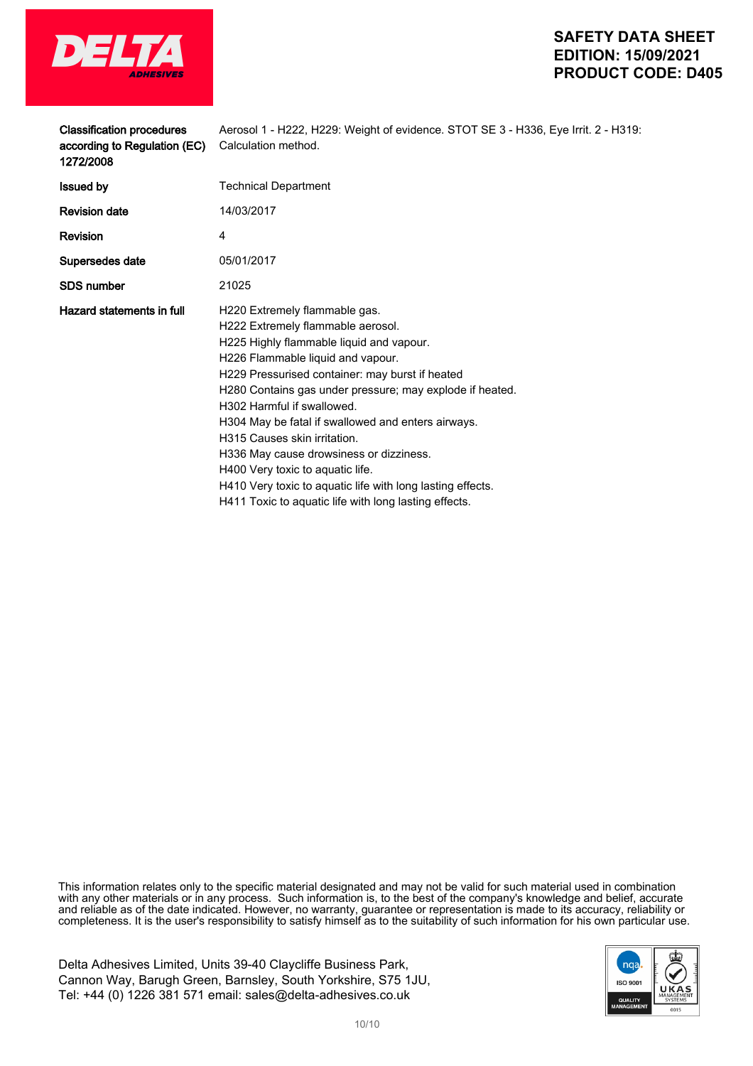| | |
|---|---|
| **Classification procedures according to Regulation (EC) 1272/2008** | Aerosol 1 - H222, H229: Weight of evidence. STOT SE 3 - H336, Eye Irrit. 2 - H319: Calculation method. |
| **Issued by** | Technical Department |
| **Revision date** | 14/03/2017 |
| **Revision** | 4 |
| **Supersedes date** | 05/01/2017 |
| **SDS number** | 21025 |
| **Hazard statements in full** | H220 Extremely flammable gas.<br>H222 Extremely flammable aerosol.<br>H225 Highly flammable liquid and vapour.<br>H226 Flammable liquid and vapour.<br>H229 Pressurised container: may burst if heated<br>H280 Contains gas under pressure; may explode if heated.<br>H302 Harmful if swallowed.<br>H304 May be fatal if swallowed and enters airways.<br>H315 Causes skin irritation.<br>H336 May cause drowsiness or dizziness.<br>H400 Very toxic to aquatic life.<br>H410 Very toxic to aquatic life with long lasting effects.<br>H411 Toxic to aquatic life with long lasting effects. |

This information relates only to the specific material designated and may not be valid for such material used in combination with any other materials or in any process. Such information is, to the best of the company's knowledge and belief, accurate and reliable as of the date indicated. However, no warranty, guarantee or representation is made to its accuracy, reliability or completeness. It is the user's responsibility to satisfy himself as to the suitability of such information for his own particular use.